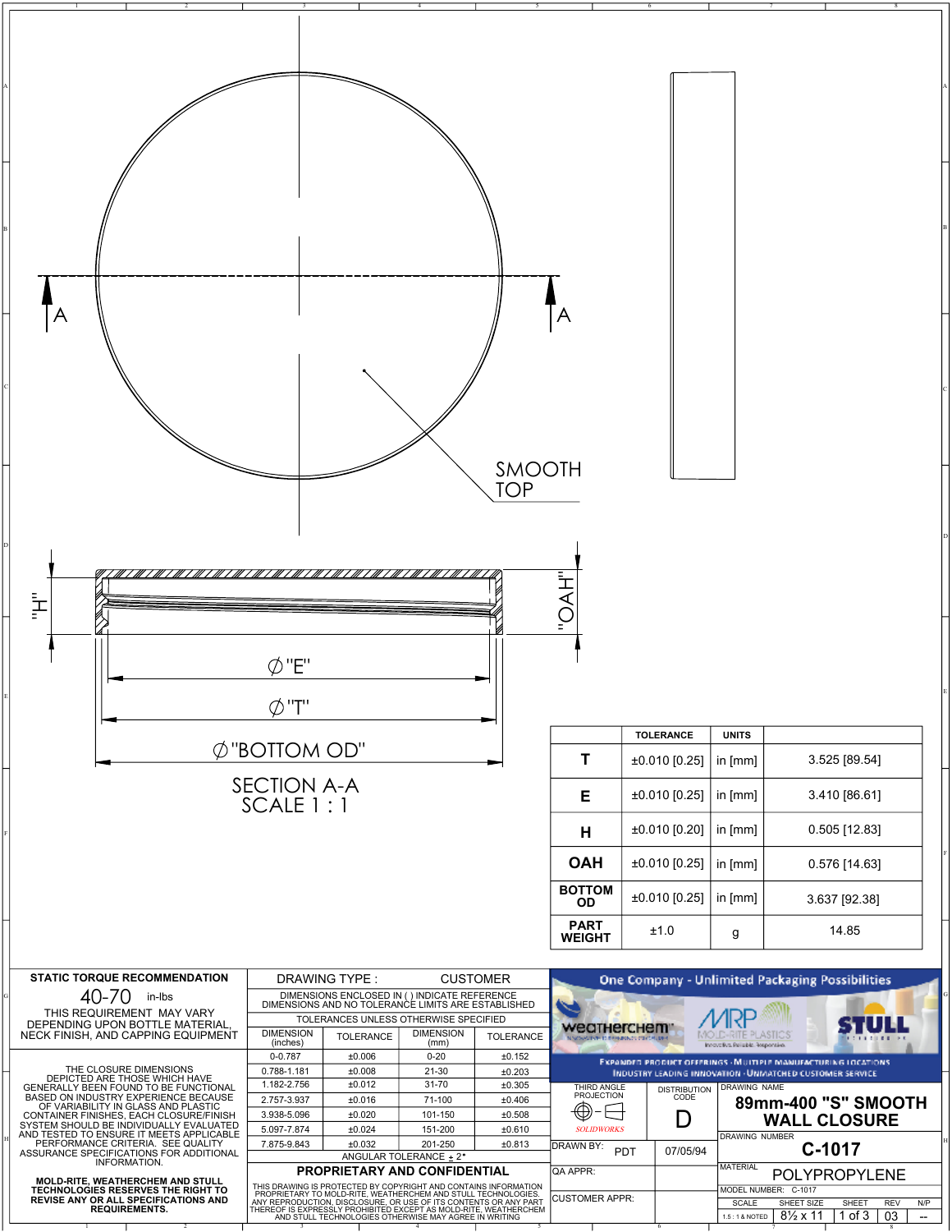SMOOTH TOP

A A

"H"

"OAH"

Ø "E"

Ø "T"

Ø "BOTTOM OD"

SECTION A-A
SCALE 1 : 1

| | TOLERANCE | UNITS | |
|---|---|---|---|
| **T** | ±0.010 [0.25] | in [mm] | 3.525 [89.54] |
| **E** | ±0.010 [0.25] | in [mm] | 3.410 [86.61] |
| **H** | ±0.010 [0.20] | in [mm] | 0.505 [12.83] |
| **OAH** | ±0.010 [0.25] | in [mm] | 0.576 [14.63] |
| **BOTTOM OD** | ±0.010 [0.25] | in [mm] | 3.637 [92.38] |
| **PART WEIGHT** | ±1.0 | g | 14.85 |

**STATIC TORQUE RECOMMENDATION**

40-70 in-lbs

THIS REQUIREMENT MAY VARY DEPENDING UPON BOTTLE MATERIAL, NECK FINISH, AND CAPPING EQUIPMENT

THE CLOSURE DIMENSIONS DEPICTED ARE THOSE WHICH HAVE GENERALLY BEEN FOUND TO BE FUNCTIONAL BASED ON INDUSTRY EXPERIENCE BECAUSE OF VARIABILITY IN GLASS AND PLASTIC CONTAINER FINISHES, EACH CLOSURE/FINISH SYSTEM SHOULD BE INDIVIDUALLY EVALUATED AND TESTED TO ENSURE IT MEETS APPLICABLE PERFORMANCE CRITERIA. SEE QUALITY ASSURANCE SPECIFICATIONS FOR ADDITIONAL INFORMATION.

**MOLD-RITE, WEATHERCHEM AND STULL TECHNOLOGIES RESERVES THE RIGHT TO REVISE ANY OR ALL SPECIFICATIONS AND REQUIREMENTS.**

DRAWING TYPE : CUSTOMER

DIMENSIONS ENCLOSED IN ( ) INDICATE REFERENCE DIMENSIONS AND NO TOLERANCE LIMITS ARE ESTABLISHED

TOLERANCES UNLESS OTHERWISE SPECIFIED

| DIMENSION (inches) | TOLERANCE | DIMENSION (mm) | TOLERANCE |
|---|---|---|---|
| 0-0.787 | ±0.006 | 0-20 | ±0.152 |
| 0.788-1.181 | ±0.008 | 21-30 | ±0.203 |
| 1.182-2.756 | ±0.012 | 31-70 | ±0.305 |
| 2.757-3.937 | ±0.016 | 71-100 | ±0.406 |
| 3.938-5.096 | ±0.020 | 101-150 | ±0.508 |
| 5.097-7.874 | ±0.024 | 151-200 | ±0.610 |
| 7.875-9.843 | ±0.032 | 201-250 | ±0.813 |
| ANGULAR TOLERANCE ± 2° | | | |

**PROPRIETARY AND CONFIDENTIAL**

THIS DRAWING IS PROTECTED BY COPYRIGHT AND CONTAINS INFORMATION PROPRIETARY TO MOLD-RITE, WEATHERCHEM AND STULL TECHNOLOGIES. ANY REPRODUCTION, DISCLOSURE, OR USE OF ITS CONTENTS OR ANY PART THEREOF IS EXPRESSLY PROHIBITED EXCEPT AS MOLD-RITE, WEATHERCHEM AND STULL TECHNOLOGIES OTHERWISE MAY AGREE IN WRITING

One Company - Unlimited Packaging Possibilities

WEATHERCHEM — MRP MOLD-RITE PLASTICS — STULL

EXPANDED PRODUCT OFFERINGS · MULTIPLE MANUFACTURING LOCATIONS
INDUSTRY LEADING INNOVATION · UNMATCHED CUSTOMER SERVICE

THIRD ANGLE PROJECTION

SOLIDWORKS

DISTRIBUTION CODE: D

DRAWN BY: PDT — 07/05/94

QA APPR:

CUSTOMER APPR:

DRAWING NAME: **89mm-400 "S" SMOOTH WALL CLOSURE**

DRAWING NUMBER: **C-1017**

MATERIAL: POLYPROPYLENE

MODEL NUMBER: C-1017

| SCALE | SHEET SIZE | SHEET | REV | N/P |
|---|---|---|---|---|
| 1.5 : 1 & NOTED | 8½ x 11 | 1 of 3 | 03 | -- |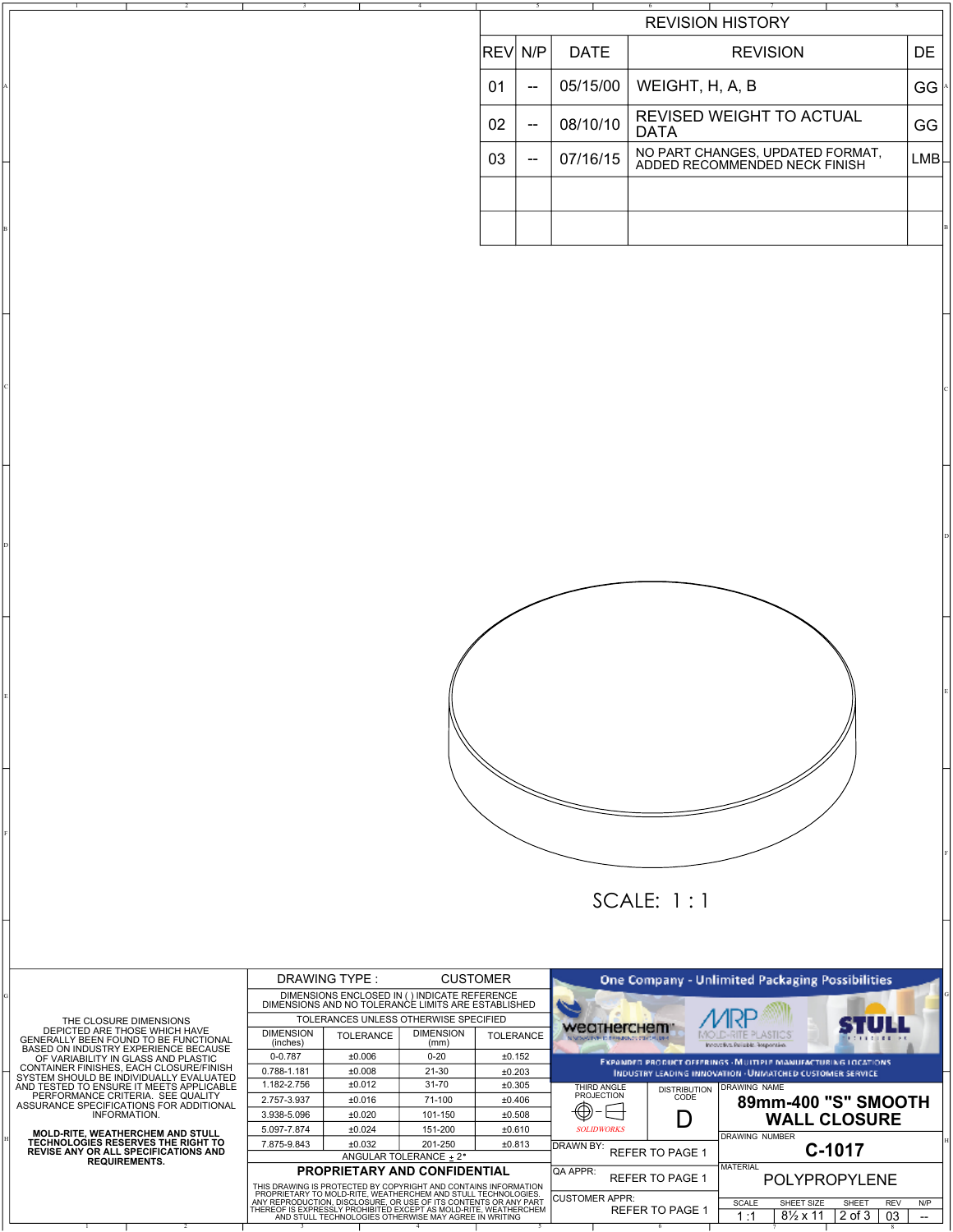## REVISION HISTORY

| REV | N/P | DATE | REVISION | DE |
|---|---|---|---|---|
| 01 | -- | 05/15/00 | WEIGHT, H, A, B | GG |
| 02 | -- | 08/10/10 | REVISED WEIGHT TO ACTUAL DATA | GG |
| 03 | -- | 07/16/15 | NO PART CHANGES, UPDATED FORMAT, ADDED RECOMMENDED NECK FINISH | LMB |
| | | | | |
| | | | | |

SCALE: 1 : 1

THE CLOSURE DIMENSIONS DEPICTED ARE THOSE WHICH HAVE GENERALLY BEEN FOUND TO BE FUNCTIONAL BASED ON INDUSTRY EXPERIENCE BECAUSE OF VARIABILITY IN GLASS AND PLASTIC CONTAINER FINISHES, EACH CLOSURE/FINISH SYSTEM SHOULD BE INDIVIDUALLY EVALUATED AND TESTED TO ENSURE IT MEETS APPLICABLE PERFORMANCE CRITERIA. SEE QUALITY ASSURANCE SPECIFICATIONS FOR ADDITIONAL INFORMATION.

**MOLD-RITE, WEATHERCHEM AND STULL TECHNOLOGIES RESERVES THE RIGHT TO REVISE ANY OR ALL SPECIFICATIONS AND REQUIREMENTS.**

DRAWING TYPE : CUSTOMER

DIMENSIONS ENCLOSED IN ( ) INDICATE REFERENCE DIMENSIONS AND NO TOLERANCE LIMITS ARE ESTABLISHED

TOLERANCES UNLESS OTHERWISE SPECIFIED

| DIMENSION (inches) | TOLERANCE | DIMENSION (mm) | TOLERANCE |
|---|---|---|---|
| 0-0.787 | ±0.006 | 0-20 | ±0.152 |
| 0.788-1.181 | ±0.008 | 21-30 | ±0.203 |
| 1.182-2.756 | ±0.012 | 31-70 | ±0.305 |
| 2.757-3.937 | ±0.016 | 71-100 | ±0.406 |
| 3.938-5.096 | ±0.020 | 101-150 | ±0.508 |
| 5.097-7.874 | ±0.024 | 151-200 | ±0.610 |
| 7.875-9.843 | ±0.032 | 201-250 | ±0.813 |

ANGULAR TOLERANCE ± 2°

**PROPRIETARY AND CONFIDENTIAL**

THIS DRAWING IS PROTECTED BY COPYRIGHT AND CONTAINS INFORMATION PROPRIETARY TO MOLD-RITE, WEATHERCHEM AND STULL TECHNOLOGIES. ANY REPRODUCTION, DISCLOSURE, OR USE OF ITS CONTENTS OR ANY PART THEREOF IS EXPRESSLY PROHIBITED EXCEPT AS MOLD-RITE, WEATHERCHEM AND STULL TECHNOLOGIES OTHERWISE MAY AGREE IN WRITING

One Company - Unlimited Packaging Possibilities

weatherchem | MRP MOLD-RITE PLASTICS Innovative. Reliable. Responsive. | STULL

EXPANDED PRODUCT OFFERINGS · MULTIPLE MANUFACTURING LOCATIONS
INDUSTRY LEADING INNOVATION · UNMATCHED CUSTOMER SERVICE

THIRD ANGLE PROJECTION

DISTRIBUTION CODE: D

SOLIDWORKS

DRAWING NAME: **89mm-400 "S" SMOOTH WALL CLOSURE**

DRAWN BY: REFER TO PAGE 1

DRAWING NUMBER: **C-1017**

QA APPR: REFER TO PAGE 1

MATERIAL: POLYPROPYLENE

CUSTOMER APPR: REFER TO PAGE 1

| SCALE | SHEET SIZE | SHEET | REV | N/P |
|---|---|---|---|---|
| 1 :1 | 8½ x 11 | 2 of 3 | 03 | -- |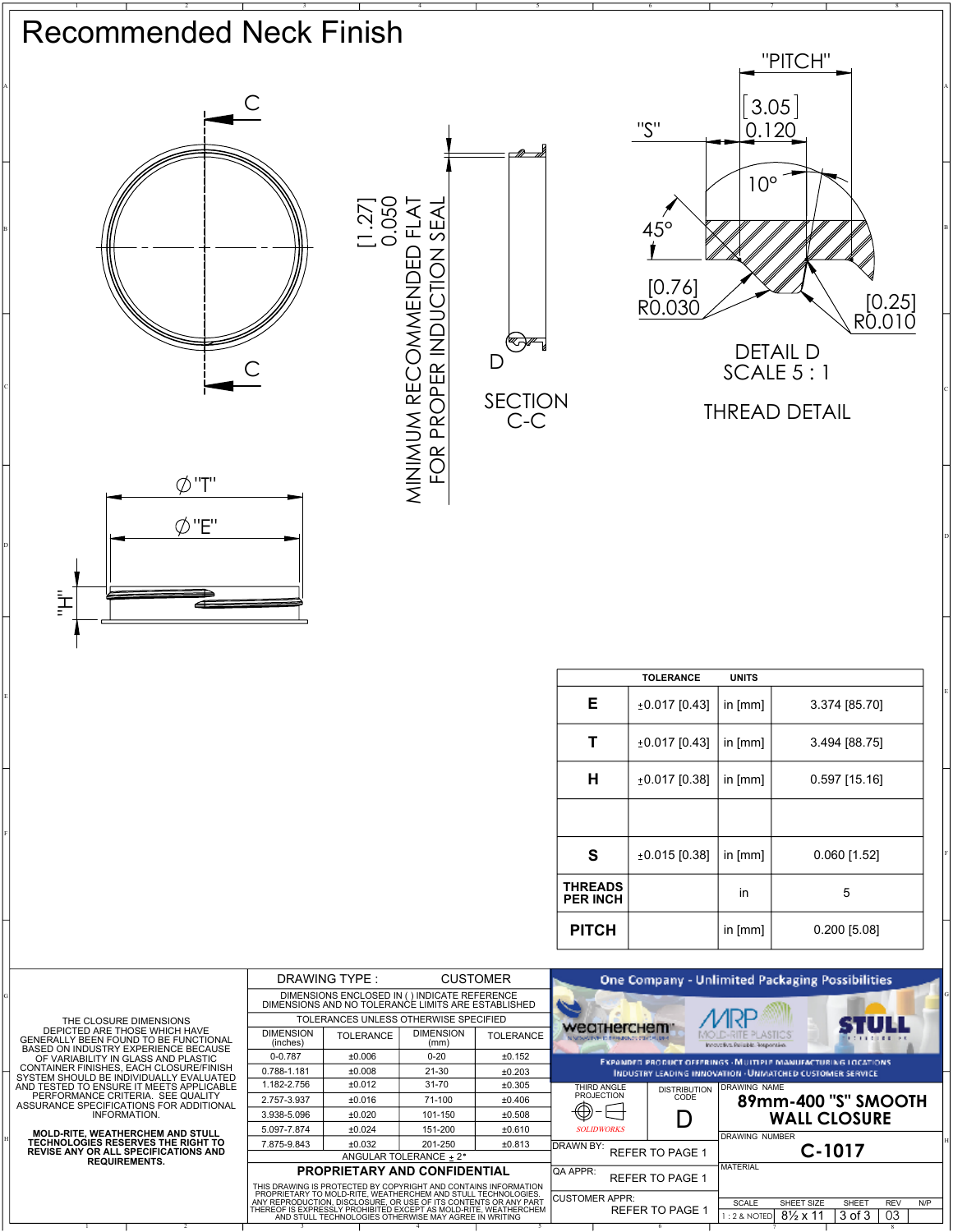# Recommended Neck Finish

C

C

$\varnothing$"T"

$\varnothing$"E"

"H"

[1.27] 0.050

MINIMUM RECOMMENDED FLAT FOR PROPER INDUCTION SEAL

D

SECTION C-C

"PITCH"

"S"

[3.05] 0.120

10°

45°

[0.76] R0.030

[0.25] R0.010

DETAIL D
SCALE 5 : 1

THREAD DETAIL

| | TOLERANCE | UNITS | |
|---|---|---|---|
| E | ±0.017 [0.43] | in [mm] | 3.374 [85.70] |
| T | ±0.017 [0.43] | in [mm] | 3.494 [88.75] |
| H | ±0.017 [0.38] | in [mm] | 0.597 [15.16] |
| | | | |
| S | ±0.015 [0.38] | in [mm] | 0.060 [1.52] |
| THREADS PER INCH | | in | 5 |
| PITCH | | in [mm] | 0.200 [5.08] |

THE CLOSURE DIMENSIONS DEPICTED ARE THOSE WHICH HAVE GENERALLY BEEN FOUND TO BE FUNCTIONAL BASED ON INDUSTRY EXPERIENCE BECAUSE OF VARIABILITY IN GLASS AND PLASTIC CONTAINER FINISHES, EACH CLOSURE/FINISH SYSTEM SHOULD BE INDIVIDUALLY EVALUATED AND TESTED TO ENSURE IT MEETS APPLICABLE PERFORMANCE CRITERIA. SEE QUALITY ASSURANCE SPECIFICATIONS FOR ADDITIONAL INFORMATION.

**MOLD-RITE, WEATHERCHEM AND STULL TECHNOLOGIES RESERVES THE RIGHT TO REVISE ANY OR ALL SPECIFICATIONS AND REQUIREMENTS.**

DRAWING TYPE : CUSTOMER

DIMENSIONS ENCLOSED IN ( ) INDICATE REFERENCE DIMENSIONS AND NO TOLERANCE LIMITS ARE ESTABLISHED

TOLERANCES UNLESS OTHERWISE SPECIFIED

| DIMENSION (inches) | TOLERANCE | DIMENSION (mm) | TOLERANCE |
|---|---|---|---|
| 0-0.787 | ±0.006 | 0-20 | ±0.152 |
| 0.788-1.181 | ±0.008 | 21-30 | ±0.203 |
| 1.182-2.756 | ±0.012 | 31-70 | ±0.305 |
| 2.757-3.937 | ±0.016 | 71-100 | ±0.406 |
| 3.938-5.096 | ±0.020 | 101-150 | ±0.508 |
| 5.097-7.874 | ±0.024 | 151-200 | ±0.610 |
| 7.875-9.843 | ±0.032 | 201-250 | ±0.813 |

ANGULAR TOLERANCE ± 2°

**PROPRIETARY AND CONFIDENTIAL**

THIS DRAWING IS PROTECTED BY COPYRIGHT AND CONTAINS INFORMATION PROPRIETARY TO MOLD-RITE, WEATHERCHEM AND STULL TECHNOLOGIES. ANY REPRODUCTION, DISCLOSURE, OR USE OF ITS CONTENTS OR ANY PART THEREOF IS EXPRESSLY PROHIBITED EXCEPT AS MOLD-RITE, WEATHERCHEM AND STULL TECHNOLOGIES OTHERWISE MAY AGREE IN WRITING

One Company - Unlimited Packaging Possibilities

Weatherchem | MRP Mold-Rite Plastics | Stull

Expanded Product Offerings · Multiple Manufacturing Locations
Industry Leading Innovation · Unmatched Customer Service

THIRD ANGLE PROJECTION

SOLIDWORKS

DISTRIBUTION CODE: D

DRAWING NAME: **89mm-400 "S" SMOOTH WALL CLOSURE**

DRAWING NUMBER: **C-1017**

DRAWN BY: REFER TO PAGE 1

QA APPR: REFER TO PAGE 1

CUSTOMER APPR: REFER TO PAGE 1

MATERIAL:

| SCALE | SHEET SIZE | SHEET | REV | N/P |
|---|---|---|---|---|
| 1 : 2 & NOTED | 8½ x 11 | 3 of 3 | 03 | |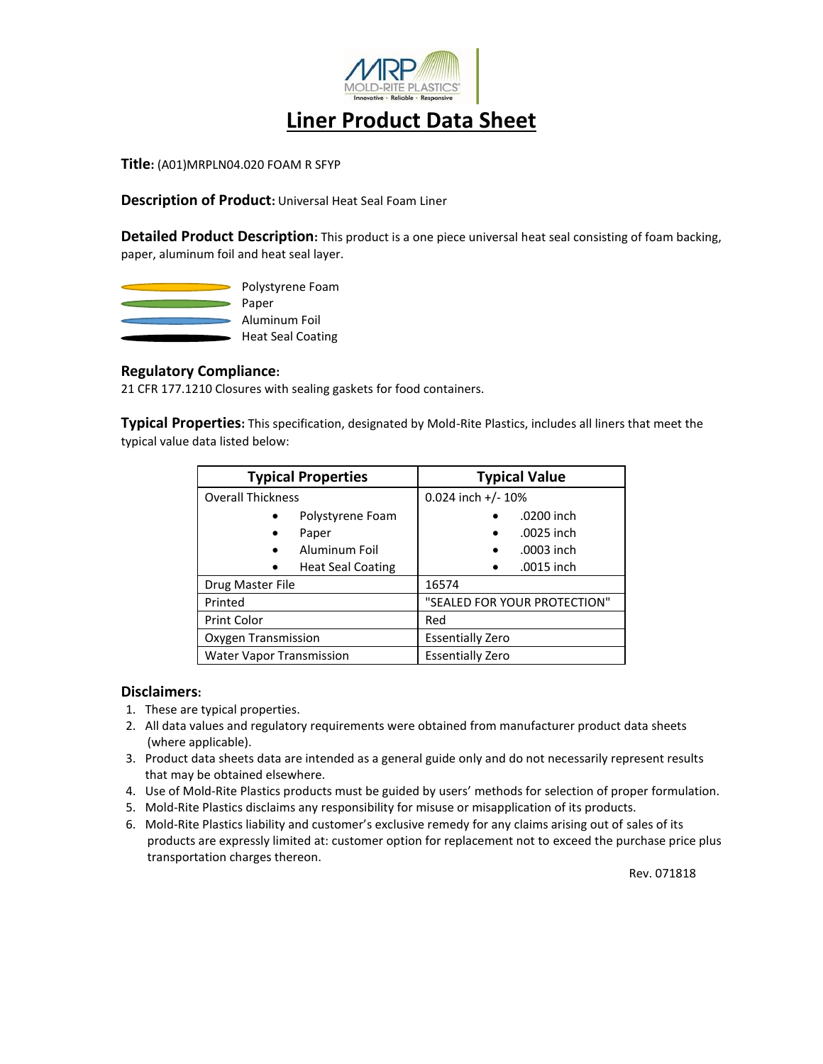# Liner Product Data Sheet

**Title:** (A01)MRPLN04.020 FOAM R SFYP

**Description of Product:** Universal Heat Seal Foam Liner

**Detailed Product Description:** This product is a one piece universal heat seal consisting of foam backing, paper, aluminum foil and heat seal layer.

Polystyrene Foam
Paper
Aluminum Foil
Heat Seal Coating

## Regulatory Compliance:

21 CFR 177.1210 Closures with sealing gaskets for food containers.

**Typical Properties:** This specification, designated by Mold-Rite Plastics, includes all liners that meet the typical value data listed below:

| Typical Properties | Typical Value |
|---|---|
| Overall Thickness | 0.024 inch +/- 10% |
| • Polystyrene Foam | • .0200 inch |
| • Paper | • .0025 inch |
| • Aluminum Foil | • .0003 inch |
| • Heat Seal Coating | • .0015 inch |
| Drug Master File | 16574 |
| Printed | "SEALED FOR YOUR PROTECTION" |
| Print Color | Red |
| Oxygen Transmission | Essentially Zero |
| Water Vapor Transmission | Essentially Zero |

## Disclaimers:

1. These are typical properties.
2. All data values and regulatory requirements were obtained from manufacturer product data sheets (where applicable).
3. Product data sheets data are intended as a general guide only and do not necessarily represent results that may be obtained elsewhere.
4. Use of Mold-Rite Plastics products must be guided by users' methods for selection of proper formulation.
5. Mold-Rite Plastics disclaims any responsibility for misuse or misapplication of its products.
6. Mold-Rite Plastics liability and customer's exclusive remedy for any claims arising out of sales of its products are expressly limited at: customer option for replacement not to exceed the purchase price plus transportation charges thereon.

Rev. 071818